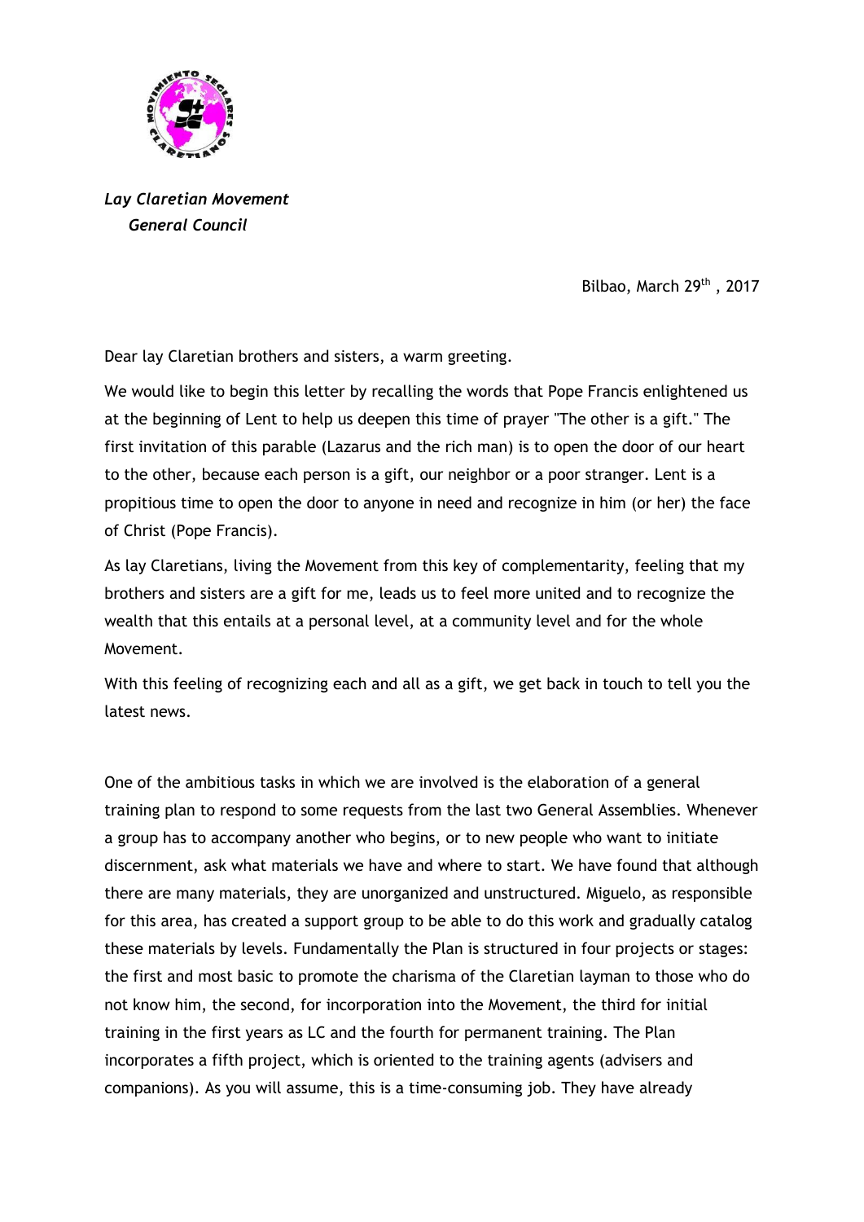*Lay Claretian Movement*
*General Council*

Bilbao, March 29th , 2017

Dear lay Claretian brothers and sisters, a warm greeting.

We would like to begin this letter by recalling the words that Pope Francis enlightened us at the beginning of Lent to help us deepen this time of prayer "The other is a gift." The first invitation of this parable (Lazarus and the rich man) is to open the door of our heart to the other, because each person is a gift, our neighbor or a poor stranger. Lent is a propitious time to open the door to anyone in need and recognize in him (or her) the face of Christ (Pope Francis).

As lay Claretians, living the Movement from this key of complementarity, feeling that my brothers and sisters are a gift for me, leads us to feel more united and to recognize the wealth that this entails at a personal level, at a community level and for the whole Movement.

With this feeling of recognizing each and all as a gift, we get back in touch to tell you the latest news.

One of the ambitious tasks in which we are involved is the elaboration of a general training plan to respond to some requests from the last two General Assemblies. Whenever a group has to accompany another who begins, or to new people who want to initiate discernment, ask what materials we have and where to start. We have found that although there are many materials, they are unorganized and unstructured. Miguelo, as responsible for this area, has created a support group to be able to do this work and gradually catalog these materials by levels. Fundamentally the Plan is structured in four projects or stages: the first and most basic to promote the charisma of the Claretian layman to those who do not know him, the second, for incorporation into the Movement, the third for initial training in the first years as LC and the fourth for permanent training. The Plan incorporates a fifth project, which is oriented to the training agents (advisers and companions). As you will assume, this is a time-consuming job. They have already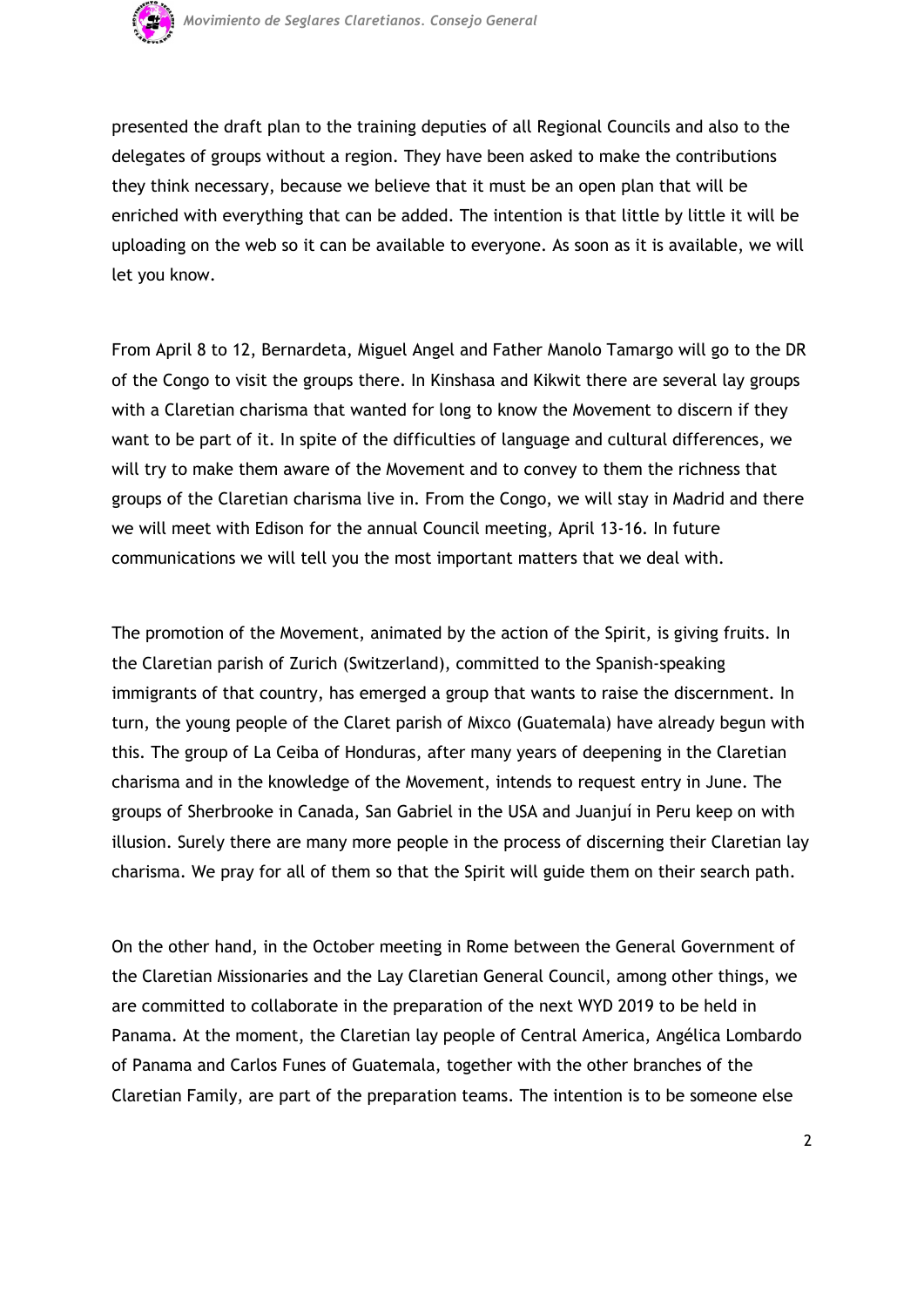presented the draft plan to the training deputies of all Regional Councils and also to the delegates of groups without a region. They have been asked to make the contributions they think necessary, because we believe that it must be an open plan that will be enriched with everything that can be added. The intention is that little by little it will be uploading on the web so it can be available to everyone. As soon as it is available, we will let you know.

From April 8 to 12, Bernardeta, Miguel Angel and Father Manolo Tamargo will go to the DR of the Congo to visit the groups there. In Kinshasa and Kikwit there are several lay groups with a Claretian charisma that wanted for long to know the Movement to discern if they want to be part of it. In spite of the difficulties of language and cultural differences, we will try to make them aware of the Movement and to convey to them the richness that groups of the Claretian charisma live in. From the Congo, we will stay in Madrid and there we will meet with Edison for the annual Council meeting, April 13-16. In future communications we will tell you the most important matters that we deal with.

The promotion of the Movement, animated by the action of the Spirit, is giving fruits. In the Claretian parish of Zurich (Switzerland), committed to the Spanish-speaking immigrants of that country, has emerged a group that wants to raise the discernment. In turn, the young people of the Claret parish of Mixco (Guatemala) have already begun with this. The group of La Ceiba of Honduras, after many years of deepening in the Claretian charisma and in the knowledge of the Movement, intends to request entry in June. The groups of Sherbrooke in Canada, San Gabriel in the USA and Juanjuí in Peru keep on with illusion. Surely there are many more people in the process of discerning their Claretian lay charisma. We pray for all of them so that the Spirit will guide them on their search path.

On the other hand, in the October meeting in Rome between the General Government of the Claretian Missionaries and the Lay Claretian General Council, among other things, we are committed to collaborate in the preparation of the next WYD 2019 to be held in Panama. At the moment, the Claretian lay people of Central America, Angélica Lombardo of Panama and Carlos Funes of Guatemala, together with the other branches of the Claretian Family, are part of the preparation teams. The intention is to be someone else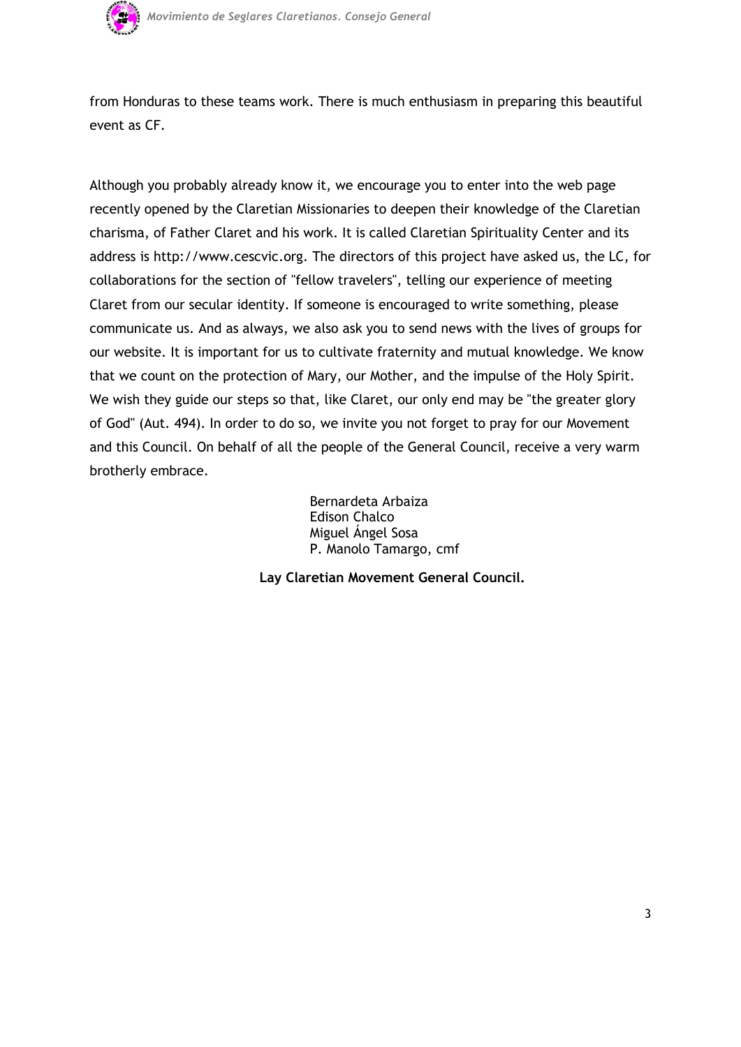from Honduras to these teams work. There is much enthusiasm in preparing this beautiful event as CF.

Although you probably already know it, we encourage you to enter into the web page recently opened by the Claretian Missionaries to deepen their knowledge of the Claretian charisma, of Father Claret and his work. It is called Claretian Spirituality Center and its address is http://www.cescvic.org. The directors of this project have asked us, the LC, for collaborations for the section of "fellow travelers", telling our experience of meeting Claret from our secular identity. If someone is encouraged to write something, please communicate us. And as always, we also ask you to send news with the lives of groups for our website. It is important for us to cultivate fraternity and mutual knowledge. We know that we count on the protection of Mary, our Mother, and the impulse of the Holy Spirit. We wish they guide our steps so that, like Claret, our only end may be "the greater glory of God" (Aut. 494). In order to do so, we invite you not forget to pray for our Movement and this Council. On behalf of all the people of the General Council, receive a very warm brotherly embrace.

Bernardeta Arbaiza
Edison Chalco
Miguel Ángel Sosa
P. Manolo Tamargo, cmf

**Lay Claretian Movement General Council.**